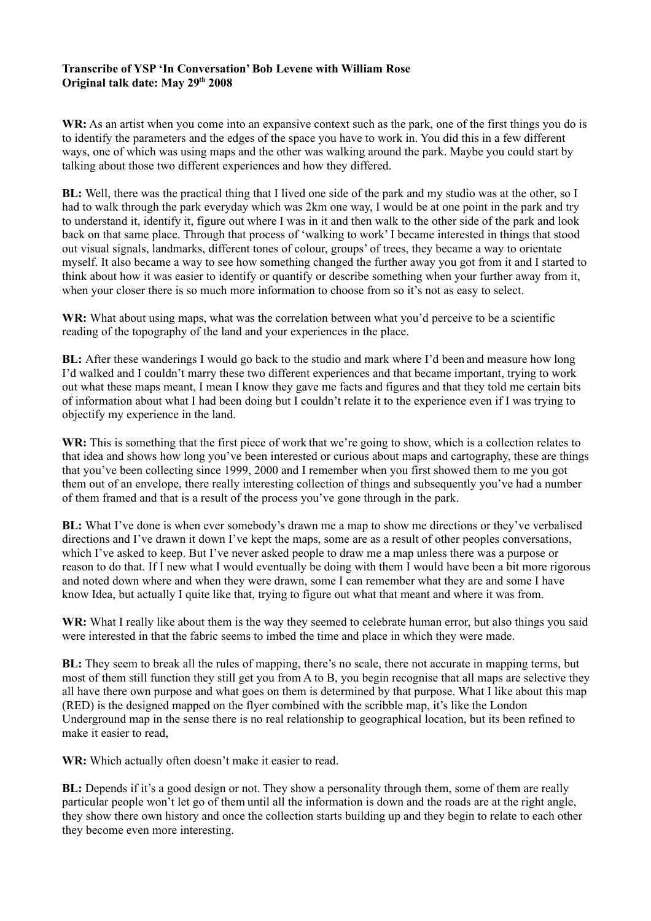**Transcribe of YSP 'In Conversation' Bob Levene with William Rose**
**Original talk date: May 29th 2008**

**WR:** As an artist when you come into an expansive context such as the park, one of the first things you do is to identify the parameters and the edges of the space you have to work in. You did this in a few different ways, one of which was using maps and the other was walking around the park. Maybe you could start by talking about those two different experiences and how they differed.

**BL:** Well, there was the practical thing that I lived one side of the park and my studio was at the other, so I had to walk through the park everyday which was 2km one way, I would be at one point in the park and try to understand it, identify it, figure out where I was in it and then walk to the other side of the park and look back on that same place. Through that process of 'walking to work' I became interested in things that stood out visual signals, landmarks, different tones of colour, groups' of trees, they became a way to orientate myself. It also became a way to see how something changed the further away you got from it and I started to think about how it was easier to identify or quantify or describe something when your further away from it, when your closer there is so much more information to choose from so it's not as easy to select.

**WR:** What about using maps, what was the correlation between what you'd perceive to be a scientific reading of the topography of the land and your experiences in the place.

**BL:** After these wanderings I would go back to the studio and mark where I'd been and measure how long I'd walked and I couldn't marry these two different experiences and that became important, trying to work out what these maps meant, I mean I know they gave me facts and figures and that they told me certain bits of information about what I had been doing but I couldn't relate it to the experience even if I was trying to objectify my experience in the land.

**WR:** This is something that the first piece of work that we're going to show, which is a collection relates to that idea and shows how long you've been interested or curious about maps and cartography, these are things that you've been collecting since 1999, 2000 and I remember when you first showed them to me you got them out of an envelope, there really interesting collection of things and subsequently you've had a number of them framed and that is a result of the process you've gone through in the park.

**BL:** What I've done is when ever somebody's drawn me a map to show me directions or they've verbalised directions and I've drawn it down I've kept the maps, some are as a result of other peoples conversations, which I've asked to keep. But I've never asked people to draw me a map unless there was a purpose or reason to do that. If I new what I would eventually be doing with them I would have been a bit more rigorous and noted down where and when they were drawn, some I can remember what they are and some I have know Idea, but actually I quite like that, trying to figure out what that meant and where it was from.

**WR:** What I really like about them is the way they seemed to celebrate human error, but also things you said were interested in that the fabric seems to imbed the time and place in which they were made.

**BL:** They seem to break all the rules of mapping, there's no scale, there not accurate in mapping terms, but most of them still function they still get you from A to B, you begin recognise that all maps are selective they all have there own purpose and what goes on them is determined by that purpose. What I like about this map (RED) is the designed mapped on the flyer combined with the scribble map, it's like the London Underground map in the sense there is no real relationship to geographical location, but its been refined to make it easier to read,

**WR:** Which actually often doesn't make it easier to read.

**BL:** Depends if it's a good design or not. They show a personality through them, some of them are really particular people won't let go of them until all the information is down and the roads are at the right angle, they show there own history and once the collection starts building up and they begin to relate to each other they become even more interesting.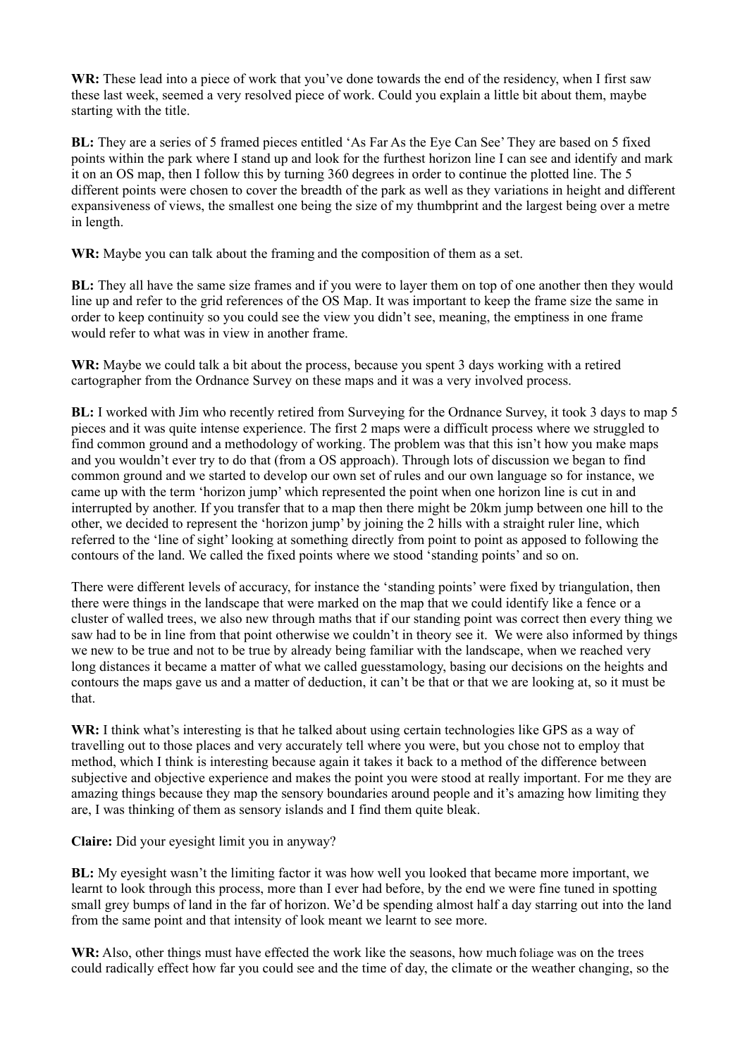**WR:** These lead into a piece of work that you've done towards the end of the residency, when I first saw these last week, seemed a very resolved piece of work. Could you explain a little bit about them, maybe starting with the title.

**BL:** They are a series of 5 framed pieces entitled 'As Far As the Eye Can See' They are based on 5 fixed points within the park where I stand up and look for the furthest horizon line I can see and identify and mark it on an OS map, then I follow this by turning 360 degrees in order to continue the plotted line. The 5 different points were chosen to cover the breadth of the park as well as they variations in height and different expansiveness of views, the smallest one being the size of my thumbprint and the largest being over a metre in length.

**WR:** Maybe you can talk about the framing and the composition of them as a set.

**BL:** They all have the same size frames and if you were to layer them on top of one another then they would line up and refer to the grid references of the OS Map. It was important to keep the frame size the same in order to keep continuity so you could see the view you didn't see, meaning, the emptiness in one frame would refer to what was in view in another frame.

**WR:** Maybe we could talk a bit about the process, because you spent 3 days working with a retired cartographer from the Ordnance Survey on these maps and it was a very involved process.

**BL:** I worked with Jim who recently retired from Surveying for the Ordnance Survey, it took 3 days to map 5 pieces and it was quite intense experience. The first 2 maps were a difficult process where we struggled to find common ground and a methodology of working. The problem was that this isn't how you make maps and you wouldn't ever try to do that (from a OS approach). Through lots of discussion we began to find common ground and we started to develop our own set of rules and our own language so for instance, we came up with the term 'horizon jump' which represented the point when one horizon line is cut in and interrupted by another. If you transfer that to a map then there might be 20km jump between one hill to the other, we decided to represent the 'horizon jump' by joining the 2 hills with a straight ruler line, which referred to the 'line of sight' looking at something directly from point to point as apposed to following the contours of the land. We called the fixed points where we stood 'standing points' and so on.

There were different levels of accuracy, for instance the 'standing points' were fixed by triangulation, then there were things in the landscape that were marked on the map that we could identify like a fence or a cluster of walled trees, we also new through maths that if our standing point was correct then every thing we saw had to be in line from that point otherwise we couldn't in theory see it. We were also informed by things we new to be true and not to be true by already being familiar with the landscape, when we reached very long distances it became a matter of what we called guesstamology, basing our decisions on the heights and contours the maps gave us and a matter of deduction, it can't be that or that we are looking at, so it must be that.

**WR:** I think what's interesting is that he talked about using certain technologies like GPS as a way of travelling out to those places and very accurately tell where you were, but you chose not to employ that method, which I think is interesting because again it takes it back to a method of the difference between subjective and objective experience and makes the point you were stood at really important. For me they are amazing things because they map the sensory boundaries around people and it's amazing how limiting they are, I was thinking of them as sensory islands and I find them quite bleak.

**Claire:** Did your eyesight limit you in anyway?

**BL:** My eyesight wasn't the limiting factor it was how well you looked that became more important, we learnt to look through this process, more than I ever had before, by the end we were fine tuned in spotting small grey bumps of land in the far of horizon. We'd be spending almost half a day starring out into the land from the same point and that intensity of look meant we learnt to see more.

**WR:** Also, other things must have effected the work like the seasons, how much foliage was on the trees could radically effect how far you could see and the time of day, the climate or the weather changing, so the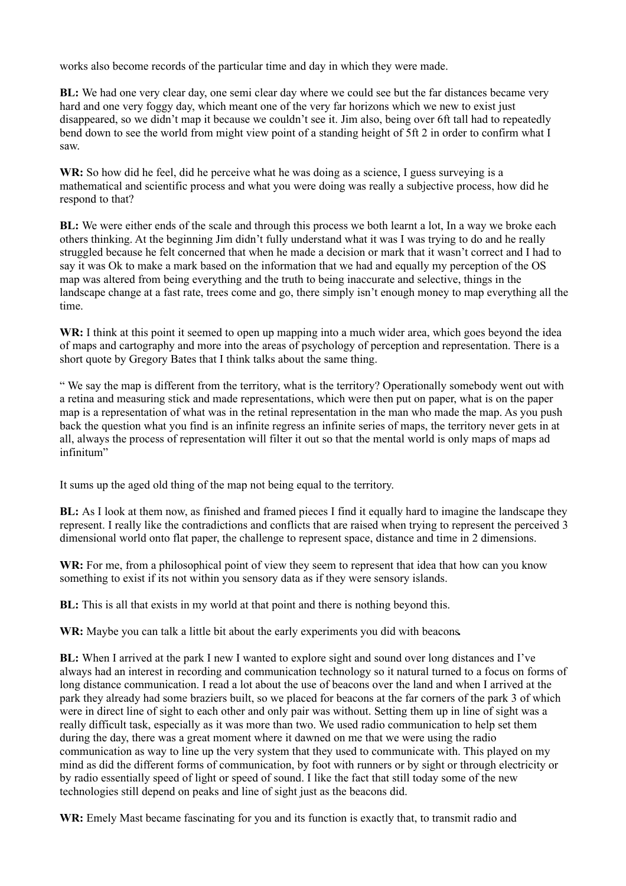works also become records of the particular time and day in which they were made.

**BL:** We had one very clear day, one semi clear day where we could see but the far distances became very hard and one very foggy day, which meant one of the very far horizons which we new to exist just disappeared, so we didn't map it because we couldn't see it. Jim also, being over 6ft tall had to repeatedly bend down to see the world from might view point of a standing height of 5ft 2 in order to confirm what I saw.

**WR:** So how did he feel, did he perceive what he was doing as a science, I guess surveying is a mathematical and scientific process and what you were doing was really a subjective process, how did he respond to that?

**BL:** We were either ends of the scale and through this process we both learnt a lot, In a way we broke each others thinking. At the beginning Jim didn't fully understand what it was I was trying to do and he really struggled because he felt concerned that when he made a decision or mark that it wasn't correct and I had to say it was Ok to make a mark based on the information that we had and equally my perception of the OS map was altered from being everything and the truth to being inaccurate and selective, things in the landscape change at a fast rate, trees come and go, there simply isn't enough money to map everything all the time.

**WR:** I think at this point it seemed to open up mapping into a much wider area, which goes beyond the idea of maps and cartography and more into the areas of psychology of perception and representation. There is a short quote by Gregory Bates that I think talks about the same thing.

" We say the map is different from the territory, what is the territory? Operationally somebody went out with a retina and measuring stick and made representations, which were then put on paper, what is on the paper map is a representation of what was in the retinal representation in the man who made the map. As you push back the question what you find is an infinite regress an infinite series of maps, the territory never gets in at all, always the process of representation will filter it out so that the mental world is only maps of maps ad infinitum"

It sums up the aged old thing of the map not being equal to the territory.

**BL:** As I look at them now, as finished and framed pieces I find it equally hard to imagine the landscape they represent. I really like the contradictions and conflicts that are raised when trying to represent the perceived 3 dimensional world onto flat paper, the challenge to represent space, distance and time in 2 dimensions.

**WR:** For me, from a philosophical point of view they seem to represent that idea that how can you know something to exist if its not within you sensory data as if they were sensory islands.

**BL:** This is all that exists in my world at that point and there is nothing beyond this.

**WR:** Maybe you can talk a little bit about the early experiments you did with beacons.

**BL:** When I arrived at the park I new I wanted to explore sight and sound over long distances and I've always had an interest in recording and communication technology so it natural turned to a focus on forms of long distance communication. I read a lot about the use of beacons over the land and when I arrived at the park they already had some braziers built, so we placed for beacons at the far corners of the park 3 of which were in direct line of sight to each other and only pair was without. Setting them up in line of sight was a really difficult task, especially as it was more than two. We used radio communication to help set them during the day, there was a great moment where it dawned on me that we were using the radio communication as way to line up the very system that they used to communicate with. This played on my mind as did the different forms of communication, by foot with runners or by sight or through electricity or by radio essentially speed of light or speed of sound. I like the fact that still today some of the new technologies still depend on peaks and line of sight just as the beacons did.

**WR:** Emely Mast became fascinating for you and its function is exactly that, to transmit radio and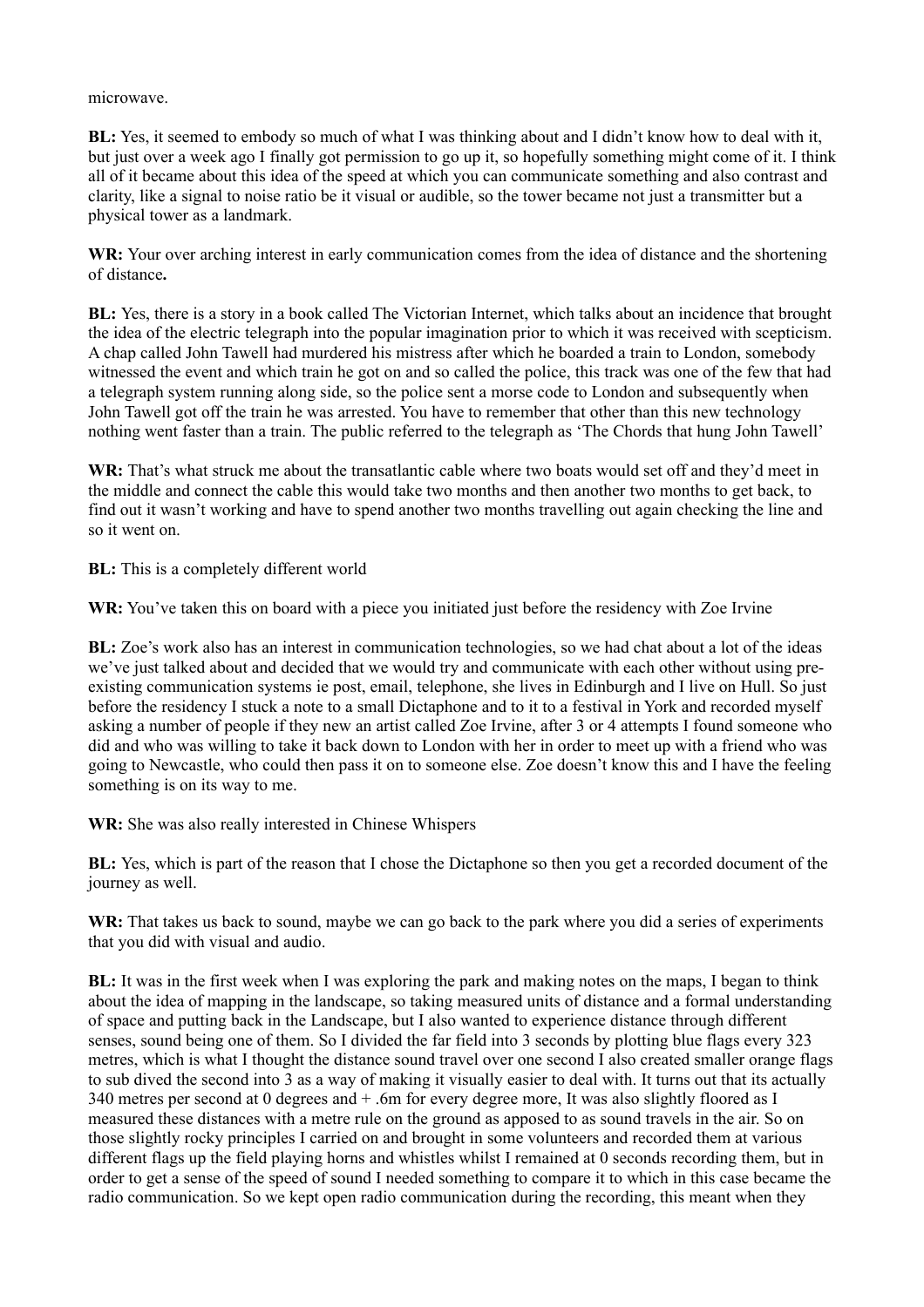microwave.

**BL:** Yes, it seemed to embody so much of what I was thinking about and I didn't know how to deal with it, but just over a week ago I finally got permission to go up it, so hopefully something might come of it. I think all of it became about this idea of the speed at which you can communicate something and also contrast and clarity, like a signal to noise ratio be it visual or audible, so the tower became not just a transmitter but a physical tower as a landmark.

**WR:** Your over arching interest in early communication comes from the idea of distance and the shortening of distance**.**

**BL:** Yes, there is a story in a book called The Victorian Internet, which talks about an incidence that brought the idea of the electric telegraph into the popular imagination prior to which it was received with scepticism. A chap called John Tawell had murdered his mistress after which he boarded a train to London, somebody witnessed the event and which train he got on and so called the police, this track was one of the few that had a telegraph system running along side, so the police sent a morse code to London and subsequently when John Tawell got off the train he was arrested. You have to remember that other than this new technology nothing went faster than a train. The public referred to the telegraph as 'The Chords that hung John Tawell'

**WR:** That's what struck me about the transatlantic cable where two boats would set off and they'd meet in the middle and connect the cable this would take two months and then another two months to get back, to find out it wasn't working and have to spend another two months travelling out again checking the line and so it went on.

**BL:** This is a completely different world

**WR:** You've taken this on board with a piece you initiated just before the residency with Zoe Irvine

**BL:** Zoe's work also has an interest in communication technologies, so we had chat about a lot of the ideas we've just talked about and decided that we would try and communicate with each other without using pre-existing communication systems ie post, email, telephone, she lives in Edinburgh and I live on Hull. So just before the residency I stuck a note to a small Dictaphone and to it to a festival in York and recorded myself asking a number of people if they new an artist called Zoe Irvine, after 3 or 4 attempts I found someone who did and who was willing to take it back down to London with her in order to meet up with a friend who was going to Newcastle, who could then pass it on to someone else. Zoe doesn't know this and I have the feeling something is on its way to me.

**WR:** She was also really interested in Chinese Whispers

**BL:** Yes, which is part of the reason that I chose the Dictaphone so then you get a recorded document of the journey as well.

**WR:** That takes us back to sound, maybe we can go back to the park where you did a series of experiments that you did with visual and audio.

**BL:** It was in the first week when I was exploring the park and making notes on the maps, I began to think about the idea of mapping in the landscape, so taking measured units of distance and a formal understanding of space and putting back in the Landscape, but I also wanted to experience distance through different senses, sound being one of them. So I divided the far field into 3 seconds by plotting blue flags every 323 metres, which is what I thought the distance sound travel over one second I also created smaller orange flags to sub dived the second into 3 as a way of making it visually easier to deal with. It turns out that its actually 340 metres per second at 0 degrees and + .6m for every degree more, It was also slightly floored as I measured these distances with a metre rule on the ground as apposed to as sound travels in the air. So on those slightly rocky principles I carried on and brought in some volunteers and recorded them at various different flags up the field playing horns and whistles whilst I remained at 0 seconds recording them, but in order to get a sense of the speed of sound I needed something to compare it to which in this case became the radio communication. So we kept open radio communication during the recording, this meant when they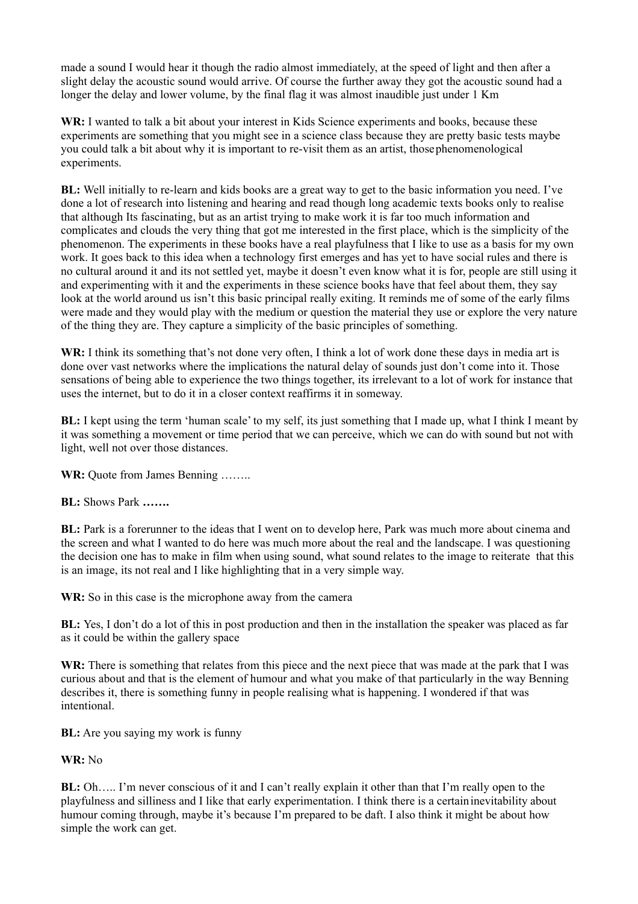made a sound I would hear it though the radio almost immediately, at the speed of light and then after a slight delay the acoustic sound would arrive. Of course the further away they got the acoustic sound had a longer the delay and lower volume, by the final flag it was almost inaudible just under 1 Km

**WR:** I wanted to talk a bit about your interest in Kids Science experiments and books, because these experiments are something that you might see in a science class because they are pretty basic tests maybe you could talk a bit about why it is important to re-visit them as an artist, those phenomenological experiments.

**BL:** Well initially to re-learn and kids books are a great way to get to the basic information you need. I've done a lot of research into listening and hearing and read though long academic texts books only to realise that although Its fascinating, but as an artist trying to make work it is far too much information and complicates and clouds the very thing that got me interested in the first place, which is the simplicity of the phenomenon. The experiments in these books have a real playfulness that I like to use as a basis for my own work. It goes back to this idea when a technology first emerges and has yet to have social rules and there is no cultural around it and its not settled yet, maybe it doesn't even know what it is for, people are still using it and experimenting with it and the experiments in these science books have that feel about them, they say look at the world around us isn't this basic principal really exiting. It reminds me of some of the early films were made and they would play with the medium or question the material they use or explore the very nature of the thing they are. They capture a simplicity of the basic principles of something.

**WR:** I think its something that's not done very often, I think a lot of work done these days in media art is done over vast networks where the implications the natural delay of sounds just don't come into it. Those sensations of being able to experience the two things together, its irrelevant to a lot of work for instance that uses the internet, but to do it in a closer context reaffirms it in someway.

**BL:** I kept using the term 'human scale' to my self, its just something that I made up, what I think I meant by it was something a movement or time period that we can perceive, which we can do with sound but not with light, well not over those distances.

**WR:** Quote from James Benning ……..

**BL:** Shows Park **…….**

**BL:** Park is a forerunner to the ideas that I went on to develop here, Park was much more about cinema and the screen and what I wanted to do here was much more about the real and the landscape. I was questioning the decision one has to make in film when using sound, what sound relates to the image to reiterate that this is an image, its not real and I like highlighting that in a very simple way.

**WR:** So in this case is the microphone away from the camera

**BL:** Yes, I don't do a lot of this in post production and then in the installation the speaker was placed as far as it could be within the gallery space

**WR:** There is something that relates from this piece and the next piece that was made at the park that I was curious about and that is the element of humour and what you make of that particularly in the way Benning describes it, there is something funny in people realising what is happening. I wondered if that was intentional.

**BL:** Are you saying my work is funny

**WR:** No

**BL:** Oh….. I'm never conscious of it and I can't really explain it other than that I'm really open to the playfulness and silliness and I like that early experimentation. I think there is a certain inevitability about humour coming through, maybe it's because I'm prepared to be daft. I also think it might be about how simple the work can get.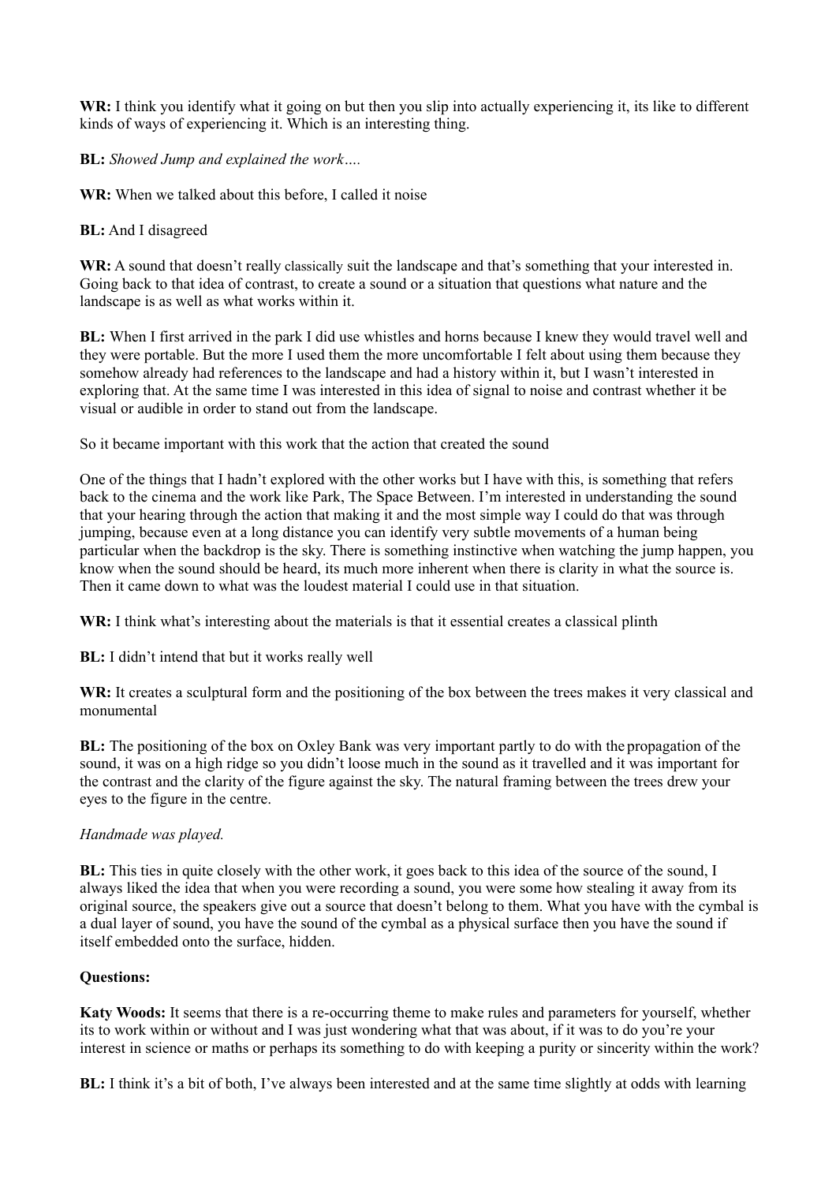**WR:** I think you identify what it going on but then you slip into actually experiencing it, its like to different kinds of ways of experiencing it. Which is an interesting thing.

**BL:** *Showed Jump and explained the work….*

**WR:** When we talked about this before, I called it noise

**BL:** And I disagreed

**WR:** A sound that doesn't really classically suit the landscape and that's something that your interested in. Going back to that idea of contrast, to create a sound or a situation that questions what nature and the landscape is as well as what works within it.

**BL:** When I first arrived in the park I did use whistles and horns because I knew they would travel well and they were portable. But the more I used them the more uncomfortable I felt about using them because they somehow already had references to the landscape and had a history within it, but I wasn't interested in exploring that. At the same time I was interested in this idea of signal to noise and contrast whether it be visual or audible in order to stand out from the landscape.

So it became important with this work that the action that created the sound

One of the things that I hadn't explored with the other works but I have with this, is something that refers back to the cinema and the work like Park, The Space Between. I'm interested in understanding the sound that your hearing through the action that making it and the most simple way I could do that was through jumping, because even at a long distance you can identify very subtle movements of a human being particular when the backdrop is the sky. There is something instinctive when watching the jump happen, you know when the sound should be heard, its much more inherent when there is clarity in what the source is. Then it came down to what was the loudest material I could use in that situation.

**WR:** I think what's interesting about the materials is that it essential creates a classical plinth

**BL:** I didn't intend that but it works really well

**WR:** It creates a sculptural form and the positioning of the box between the trees makes it very classical and monumental

**BL:** The positioning of the box on Oxley Bank was very important partly to do with the propagation of the sound, it was on a high ridge so you didn't loose much in the sound as it travelled and it was important for the contrast and the clarity of the figure against the sky. The natural framing between the trees drew your eyes to the figure in the centre.

*Handmade was played.*

**BL:** This ties in quite closely with the other work, it goes back to this idea of the source of the sound, I always liked the idea that when you were recording a sound, you were some how stealing it away from its original source, the speakers give out a source that doesn't belong to them. What you have with the cymbal is a dual layer of sound, you have the sound of the cymbal as a physical surface then you have the sound if itself embedded onto the surface, hidden.

**Questions:**

**Katy Woods:** It seems that there is a re-occurring theme to make rules and parameters for yourself, whether its to work within or without and I was just wondering what that was about, if it was to do you're your interest in science or maths or perhaps its something to do with keeping a purity or sincerity within the work?

**BL:** I think it's a bit of both, I've always been interested and at the same time slightly at odds with learning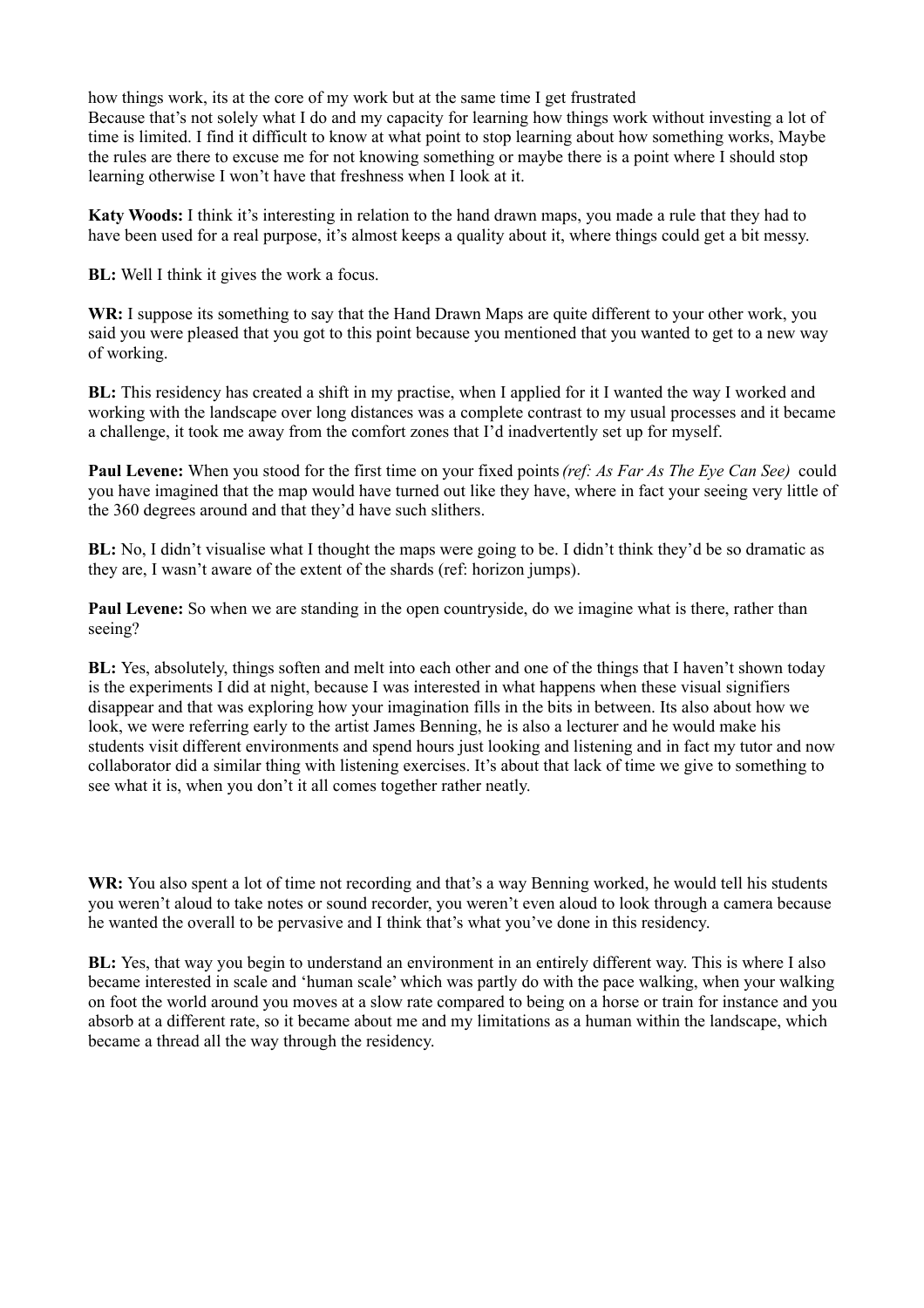how things work, its at the core of my work but at the same time I get frustrated
Because that's not solely what I do and my capacity for learning how things work without investing a lot of time is limited. I find it difficult to know at what point to stop learning about how something works, Maybe the rules are there to excuse me for not knowing something or maybe there is a point where I should stop learning otherwise I won't have that freshness when I look at it.

**Katy Woods:** I think it's interesting in relation to the hand drawn maps, you made a rule that they had to have been used for a real purpose, it's almost keeps a quality about it, where things could get a bit messy.

**BL:** Well I think it gives the work a focus.

**WR:** I suppose its something to say that the Hand Drawn Maps are quite different to your other work, you said you were pleased that you got to this point because you mentioned that you wanted to get to a new way of working.

**BL:** This residency has created a shift in my practise, when I applied for it I wanted the way I worked and working with the landscape over long distances was a complete contrast to my usual processes and it became a challenge, it took me away from the comfort zones that I'd inadvertently set up for myself.

**Paul Levene:** When you stood for the first time on your fixed points *(ref: As Far As The Eye Can See)* could you have imagined that the map would have turned out like they have, where in fact your seeing very little of the 360 degrees around and that they'd have such slithers.

**BL:** No, I didn't visualise what I thought the maps were going to be. I didn't think they'd be so dramatic as they are, I wasn't aware of the extent of the shards (ref: horizon jumps).

**Paul Levene:** So when we are standing in the open countryside, do we imagine what is there, rather than seeing?

**BL:** Yes, absolutely, things soften and melt into each other and one of the things that I haven't shown today is the experiments I did at night, because I was interested in what happens when these visual signifiers disappear and that was exploring how your imagination fills in the bits in between. Its also about how we look, we were referring early to the artist James Benning, he is also a lecturer and he would make his students visit different environments and spend hours just looking and listening and in fact my tutor and now collaborator did a similar thing with listening exercises. It's about that lack of time we give to something to see what it is, when you don't it all comes together rather neatly.

**WR:** You also spent a lot of time not recording and that's a way Benning worked, he would tell his students you weren't aloud to take notes or sound recorder, you weren't even aloud to look through a camera because he wanted the overall to be pervasive and I think that's what you've done in this residency.

**BL:** Yes, that way you begin to understand an environment in an entirely different way. This is where I also became interested in scale and 'human scale' which was partly do with the pace walking, when your walking on foot the world around you moves at a slow rate compared to being on a horse or train for instance and you absorb at a different rate, so it became about me and my limitations as a human within the landscape, which became a thread all the way through the residency.